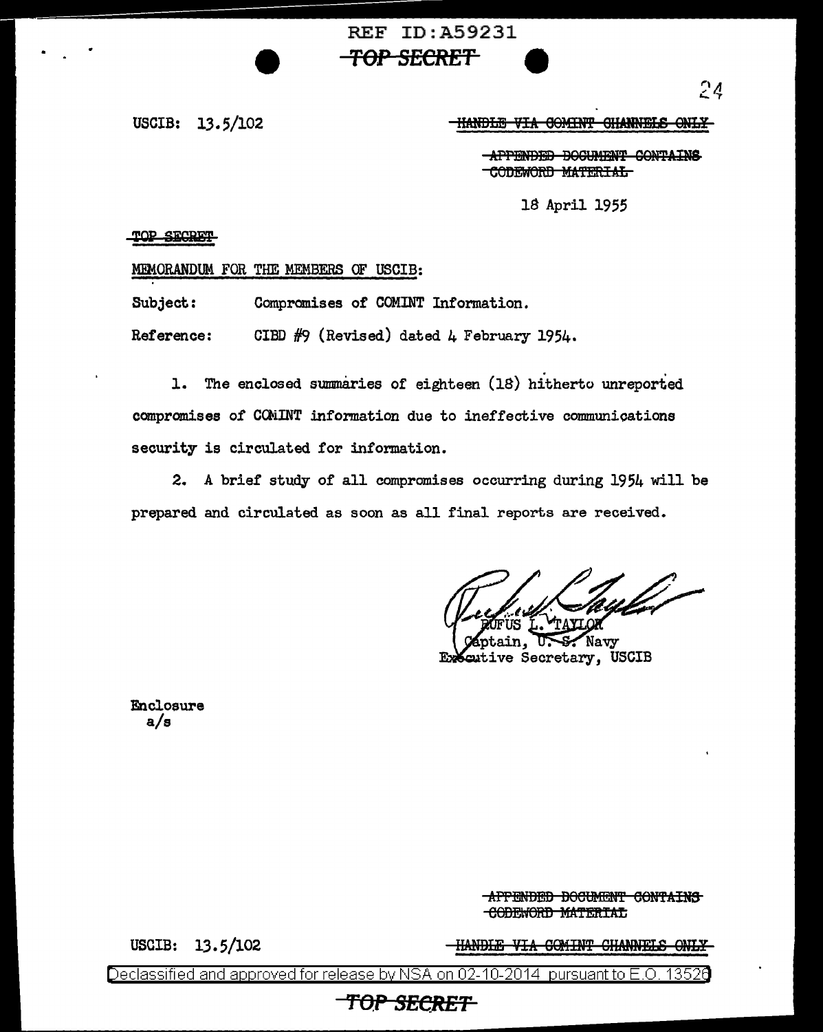USCIB: 13.5/102

~~HANDLE VIA COMINT CHANNELS ONLY~~

~~APPENDED DOCUMENT CONTAINS CODEWORD MATERIAL~~

18 April 1955

~~TOP SECRET~~

MEMORANDUM FOR THE MEMBERS OF USCIB:

Subject: Compromises of COMINT Information.

Reference: CIBD #9 (Revised) dated 4 February 1954.

1. The enclosed summaries of eighteen (18) hitherto unreported compromises of COMINT information due to ineffective communications security is circulated for information.

2. A brief study of all compromises occurring during 1954 will be prepared and circulated as soon as all final reports are received.

RUFUS L. TAYLOR
Captain, U. S. Navy
Executive Secretary, USCIB

Enclosure
a/s

~~APPENDED DOCUMENT CONTAINS CODEWORD MATERIAL~~

USCIB: 13.5/102

~~HANDLE VIA COMINT CHANNELS ONLY~~

Declassified and approved for release by NSA on 02-10-2014 pursuant to E.O. 13526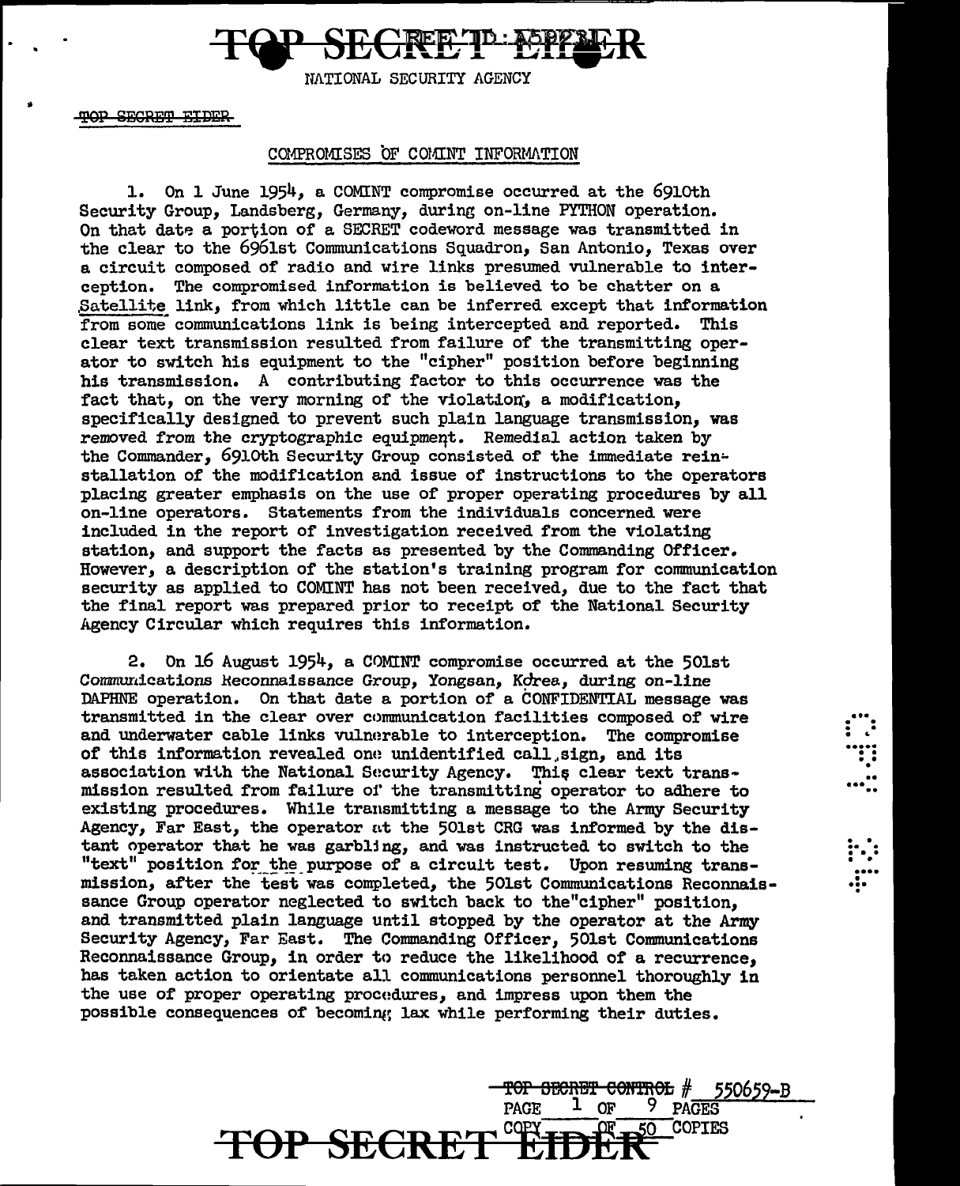NATIONAL SECURITY AGENCY

~~TOP SECRET EIDER~~

## COMPROMISES OF COMINT INFORMATION

1. On 1 June 1954, a COMINT compromise occurred at the 6910th Security Group, Landsberg, Germany, during on-line PYTHON operation. On that date a portion of a SECRET codeword message was transmitted in the clear to the 6961st Communications Squadron, San Antonio, Texas over a circuit composed of radio and wire links presumed vulnerable to interception. The compromised information is believed to be chatter on a Satellite link, from which little can be inferred except that information from some communications link is being intercepted and reported. This clear text transmission resulted from failure of the transmitting operator to switch his equipment to the "cipher" position before beginning his transmission. A contributing factor to this occurrence was the fact that, on the very morning of the violation, a modification, specifically designed to prevent such plain language transmission, was removed from the cryptographic equipment. Remedial action taken by the Commander, 6910th Security Group consisted of the immediate reinstallation of the modification and issue of instructions to the operators placing greater emphasis on the use of proper operating procedures by all on-line operators. Statements from the individuals concerned were included in the report of investigation received from the violating station, and support the facts as presented by the Commanding Officer. However, a description of the station's training program for communication security as applied to COMINT has not been received, due to the fact that the final report was prepared prior to receipt of the National Security Agency Circular which requires this information.

2. On 16 August 1954, a COMINT compromise occurred at the 501st Communications Reconnaissance Group, Yongsan, Korea, during on-line DAPHNE operation. On that date a portion of a CONFIDENTIAL message was transmitted in the clear over communication facilities composed of wire and underwater cable links vulnerable to interception. The compromise of this information revealed one unidentified call sign, and its association with the National Security Agency. This clear text transmission resulted from failure of the transmitting operator to adhere to existing procedures. While transmitting a message to the Army Security Agency, Far East, the operator at the 501st CRG was informed by the distant operator that he was garbling, and was instructed to switch to the "text" position for the purpose of a circuit test. Upon resuming transmission, after the test was completed, the 501st Communications Reconnaissance Group operator neglected to switch back to the "cipher" position, and transmitted plain language until stopped by the operator at the Army Security Agency, Far East. The Commanding Officer, 501st Communications Reconnaissance Group, in order to reduce the likelihood of a recurrence, has taken action to orientate all communications personnel thoroughly in the use of proper operating procedures, and impress upon them the possible consequences of becoming lax while performing their duties.

~~TOP SECRET CONTROL~~ # 550659-B
COPY ___ OF 50 COPIES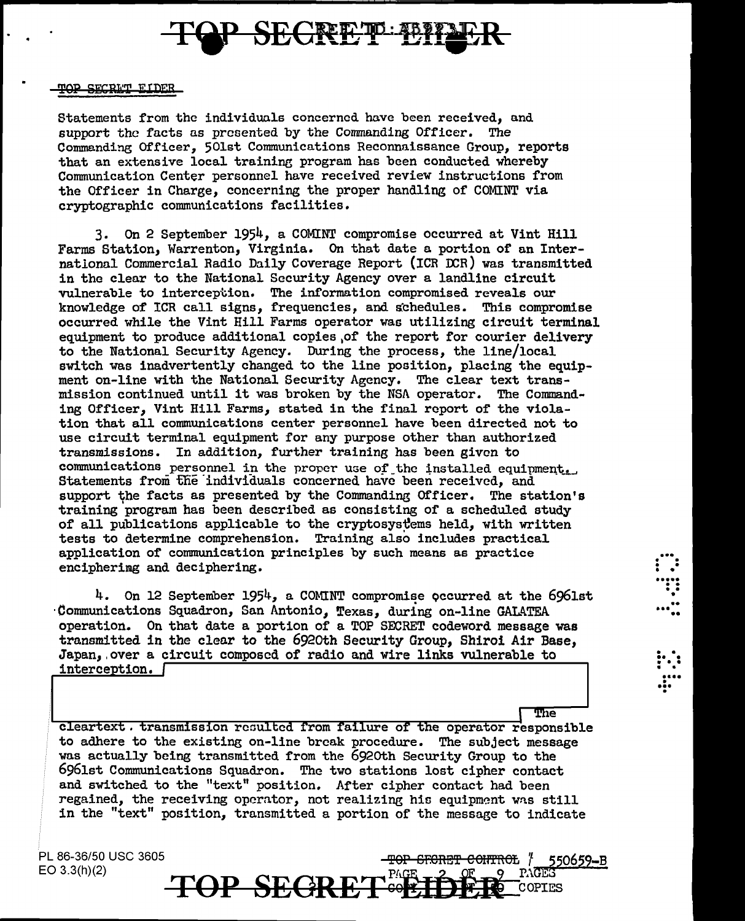Statements from the individuals concerned have been received, and support the facts as presented by the Commanding Officer. The Commanding Officer, 501st Communications Reconnaissance Group, reports that an extensive local training program has been conducted whereby Communication Center personnel have received review instructions from the Officer in Charge, concerning the proper handling of COMINT via cryptographic communications facilities.

3. On 2 September 1954, a COMINT compromise occurred at Vint Hill Farms Station, Warrenton, Virginia. On that date a portion of an International Commercial Radio Daily Coverage Report (ICR DCR) was transmitted in the clear to the National Security Agency over a landline circuit vulnerable to interception. The information compromised reveals our knowledge of ICR call signs, frequencies, and schedules. This compromise occurred while the Vint Hill Farms operator was utilizing circuit terminal equipment to produce additional copies of the report for courier delivery to the National Security Agency. During the process, the line/local switch was inadvertently changed to the line position, placing the equipment on-line with the National Security Agency. The clear text transmission continued until it was broken by the NSA operator. The Commanding Officer, Vint Hill Farms, stated in the final report of the violation that all communications center personnel have been directed not to use circuit terminal equipment for any purpose other than authorized transmissions. In addition, further training has been given to communications personnel in the proper use of the installed equipment. Statements from the individuals concerned have been received, and support the facts as presented by the Commanding Officer. The station's training program has been described as consisting of a scheduled study of all publications applicable to the cryptosystems held, with written tests to determine comprehension. Training also includes practical application of communication principles by such means as practice enciphering and deciphering.

4. On 12 September 1954, a COMINT compromise occurred at the 6961st Communications Squadron, San Antonio, Texas, during on-line GALATEA operation. On that date a portion of a TOP SECRET codeword message was transmitted in the clear to the 6920th Security Group, Shiroi Air Base, Japan, over a circuit composed of radio and wire links vulnerable to interception. [redacted] The cleartext transmission resulted from failure of the operator responsible to adhere to the existing on-line break procedure. The subject message was actually being transmitted from the 6920th Security Group to the 6961st Communications Squadron. The two stations lost cipher contact and switched to the "text" position. After cipher contact had been regained, the receiving operator, not realizing his equipment was still in the "text" position, transmitted a portion of the message to indicate

PL 86-36/50 USC 3605
EO 3.3(h)(2)

TOP SECRET CONTROL 550659-B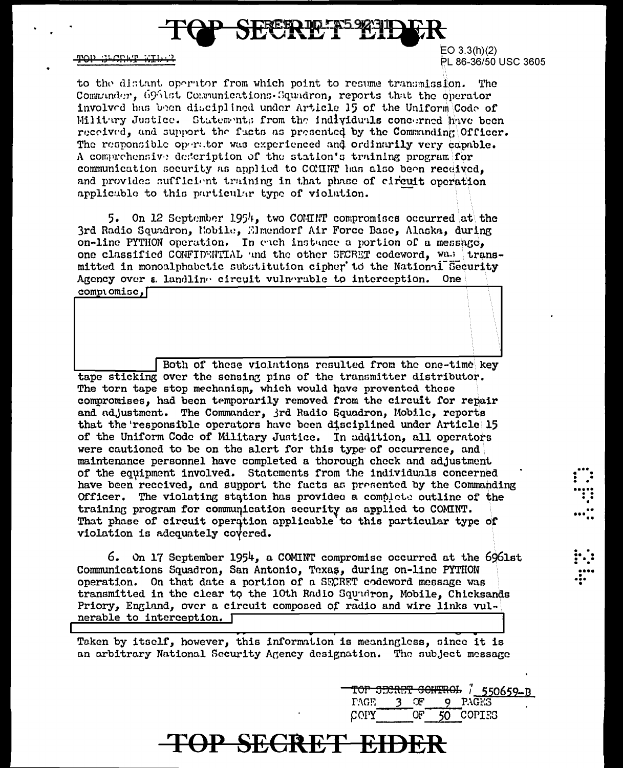to the distant operator from which point to resume transmission. The Commander, 6961st Communications Squadron, reports that the operator involved has been disciplined under Article 15 of the Uniform Code of Military Justice. Statements from the individuals concerned have been received, and support the facts as presented by the Commanding Officer. The responsible operator was experienced and ordinarily very capable. A comprehensive description of the station's training program for communication security as applied to COMINT has also been received, and provides sufficient training in that phase of circuit operation applicable to this particular type of violation.

5. On 12 September 1954, two COMINT compromises occurred at the 3rd Radio Squadron, Mobile, Elmendorf Air Force Base, Alaska, during on-line PYTHON operation. In each instance a portion of a message, one classified CONFIDENTIAL and the other SECRET codeword, was transmitted in monoalphabetic substitution cipher to the National Security Agency over a landline circuit vulnerable to interception. One compromise, [redacted]

Both of these violations resulted from the one-time key tape sticking over the sensing pins of the transmitter distributor. The torn tape stop mechanism, which would have prevented these compromises, had been temporarily removed from the circuit for repair and adjustment. The Commander, 3rd Radio Squadron, Mobile, reports that the responsible operators have been disciplined under Article 15 of the Uniform Code of Military Justice. In addition, all operators were cautioned to be on the alert for this type of occurrence, and maintenance personnel have completed a thorough check and adjustment of the equipment involved. Statements from the individuals concerned have been received, and support the facts as presented by the Commanding Officer. The violating station has provided a complete outline of the training program for communication security as applied to COMINT. That phase of circuit operation applicable to this particular type of violation is adequately covered.

6. On 17 September 1954, a COMINT compromise occurred at the 6961st Communications Squadron, San Antonio, Texas, during on-line PYTHON operation. On that date a portion of a SECRET codeword message was transmitted in the clear to the 10th Radio Squadron, Mobile, Chicksands Priory, England, over a circuit composed of radio and wire links vulnerable to interception. [redacted]

Taken by itself, however, this information is meaningless, since it is an arbitrary National Security Agency designation. The subject message

TOP SECRET CONTROL 550659-B
PAGE 3 OF 9 PAGES
COPY ___ OF 50 COPIES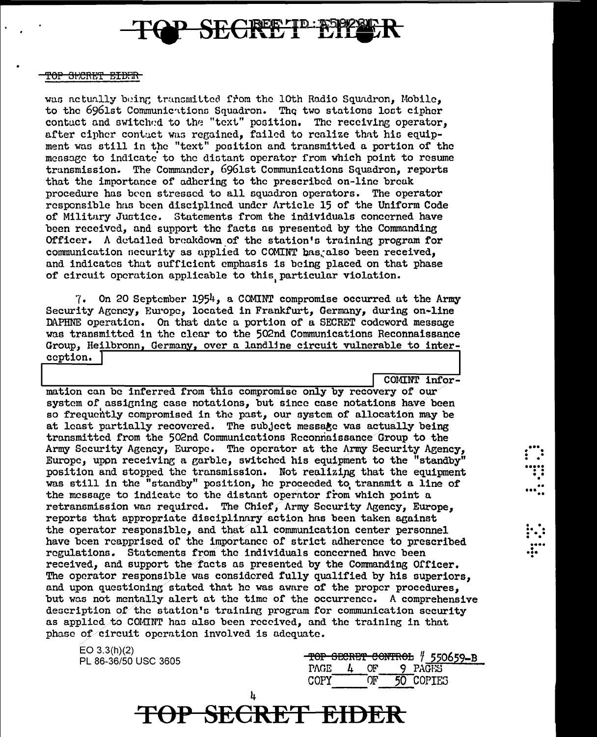was actually being transmitted from the 10th Radio Squadron, Mobile, to the 6961st Communications Squadron. The two stations lost cipher contact and switched to the "text" position. The receiving operator, after cipher contact was regained, failed to realize that his equipment was still in the "text" position and transmitted a portion of the message to indicate to the distant operator from which point to resume transmission. The Commander, 6961st Communications Squadron, reports that the importance of adhering to the prescribed on-line break procedure has been stressed to all squadron operators. The operator responsible has been disciplined under Article 15 of the Uniform Code of Military Justice. Statements from the individuals concerned have been received, and support the facts as presented by the Commanding Officer. A detailed breakdown of the station's training program for communication security as applied to COMINT has also been received, and indicates that sufficient emphasis is being placed on that phase of circuit operation applicable to this particular violation.

7. On 20 September 1954, a COMINT compromise occurred at the Army Security Agency, Europe, located in Frankfurt, Germany, during on-line DAPHNE operation. On that date a portion of a SECRET codeword message was transmitted in the clear to the 502nd Communications Reconnaissance Group, Heilbronn, Germany, over a landline circuit vulnerable to interception. [redacted] COMINT information can be inferred from this compromise only by recovery of our system of assigning case notations, but since case notations have been so frequently compromised in the past, our system of allocation may be at least partially recovered. The subject message was actually being transmitted from the 502nd Communications Reconnaissance Group to the Army Security Agency, Europe. The operator at the Army Security Agency, Europe, upon receiving a garble, switched his equipment to the "standby" position and stopped the transmission. Not realizing that the equipment was still in the "standby" position, he proceeded to transmit a line of the message to indicate to the distant operator from which point a retransmission was required. The Chief, Army Security Agency, Europe, reports that appropriate disciplinary action has been taken against the operator responsible, and that all communication center personnel have been reapprised of the importance of strict adherence to prescribed regulations. Statements from the individuals concerned have been received, and support the facts as presented by the Commanding Officer. The operator responsible was considered fully qualified by his superiors, and upon questioning stated that he was aware of the proper procedures, but was not mentally alert at the time of the occurrence. A comprehensive description of the station's training program for communication security as applied to COMINT has also been received, and the training in that phase of circuit operation involved is adequate.

EO 3.3(h)(2)
PL 86-36/50 USC 3605

~~TOP SECRET CONTROL~~ # 550659-B
PAGE 4 OF 9 PAGES
COPY ___ OF 50 COPIES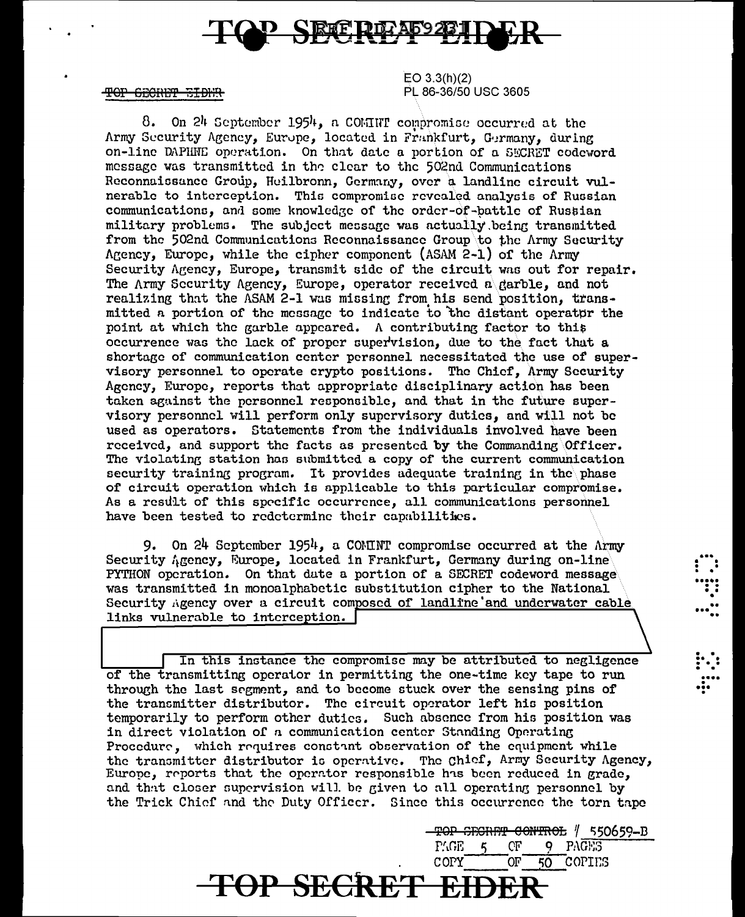EO 3.3(h)(2)
PL 86-36/50 USC 3605

8. On 24 September 1954, a COMINT compromise occurred at the Army Security Agency, Europe, located in Frankfurt, Germany, during on-line DAPHNE operation. On that date a portion of a SECRET codeword message was transmitted in the clear to the 502nd Communications Reconnaissance Group, Heilbronn, Germany, over a landline circuit vulnerable to interception. This compromise revealed analysis of Russian communications, and some knowledge of the order-of-battle of Russian military problems. The subject message was actually being transmitted from the 502nd Communications Reconnaissance Group to the Army Security Agency, Europe, while the cipher component (ASAM 2-1) of the Army Security Agency, Europe, transmit side of the circuit was out for repair. The Army Security Agency, Europe, operator received a garble, and not realizing that the ASAM 2-1 was missing from his send position, transmitted a portion of the message to indicate to the distant operator the point at which the garble appeared. A contributing factor to this occurrence was the lack of proper supervision, due to the fact that a shortage of communication center personnel necessitated the use of supervisory personnel to operate crypto positions. The Chief, Army Security Agency, Europe, reports that appropriate disciplinary action has been taken against the personnel responsible, and that in the future supervisory personnel will perform only supervisory duties, and will not be used as operators. Statements from the individuals involved have been received, and support the facts as presented by the Commanding Officer. The violating station has submitted a copy of the current communication security training program. It provides adequate training in the phase of circuit operation which is applicable to this particular compromise. As a result of this specific occurrence, all communications personnel have been tested to redetermine their capabilities.

9. On 24 September 1954, a COMINT compromise occurred at the Army Security Agency, Europe, located in Frankfurt, Germany during on-line PYTHON operation. On that date a portion of a SECRET codeword message was transmitted in monoalphabetic substitution cipher to the National Security Agency over a circuit composed of landline and underwater cable links vulnerable to interception. [REDACTED] In this instance the compromise may be attributed to negligence of the transmitting operator in permitting the one-time key tape to run through the last segment, and to become stuck over the sensing pins of the transmitter distributor. The circuit operator left his position temporarily to perform other duties. Such absence from his position was in direct violation of a communication center Standing Operating Procedure, which requires constant observation of the equipment while the transmitter distributor is operative. The Chief, Army Security Agency, Europe, reports that the operator responsible has been reduced in grade, and that closer supervision will be given to all operating personnel by the Trick Chief and the Duty Officer. Since this occurrence the torn tape

TOP SECRET CONTROL # 550659-B
PAGE 5 OF 9 PAGES
COPY \_\_\_ OF 50 COPIES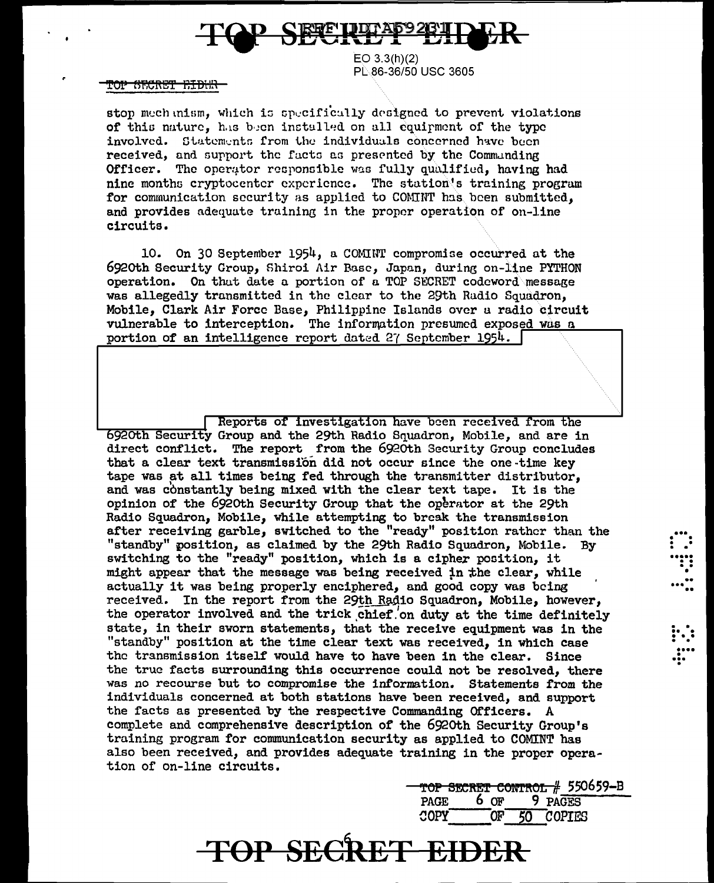EO 3.3(h)(2)
PL 86-36/50 USC 3605

stop mechanism, which is specifically designed to prevent violations of this nature, has been installed on all equipment of the type involved. Statements from the individuals concerned have been received, and support the facts as presented by the Commanding Officer. The operator responsible was fully qualified, having had nine months cryptocenter experience. The station's training program for communication security as applied to COMINT has been submitted, and provides adequate training in the proper operation of on-line circuits.

10. On 30 September 1954, a COMINT compromise occurred at the 6920th Security Group, Shiroi Air Base, Japan, during on-line PYTHON operation. On that date a portion of a TOP SECRET codeword message was allegedly transmitted in the clear to the 29th Radio Squadron, Mobile, Clark Air Force Base, Philippine Islands over a radio circuit vulnerable to interception. The information presumed exposed was a portion of an intelligence report dated 27 September 1954. [redacted] Reports of investigation have been received from the 6920th Security Group and the 29th Radio Squadron, Mobile, and are in direct conflict. The report from the 6920th Security Group concludes that a clear text transmission did not occur since the one-time key tape was at all times being fed through the transmitter distributor, and was constantly being mixed with the clear text tape. It is the opinion of the 6920th Security Group that the operator at the 29th Radio Squadron, Mobile, while attempting to break the transmission after receiving garble, switched to the "ready" position rather than the "standby" position, as claimed by the 29th Radio Squadron, Mobile. By switching to the "ready" position, which is a cipher position, it might appear that the message was being received in the clear, while actually it was being properly enciphered, and good copy was being received. In the report from the 29th Radio Squadron, Mobile, however, the operator involved and the trick chief on duty at the time definitely state, in their sworn statements, that the receive equipment was in the "standby" position at the time clear text was received, in which case the transmission itself would have to have been in the clear. Since the true facts surrounding this occurrence could not be resolved, there was no recourse but to compromise the information. Statements from the individuals concerned at both stations have been received, and support the facts as presented by the respective Commanding Officers. A complete and comprehensive description of the 6920th Security Group's training program for communication security as applied to COMINT has also been received, and provides adequate training in the proper operation of on-line circuits.

TOP SECRET CONTROL # 550659-B
COPY ___ OF 50 COPIES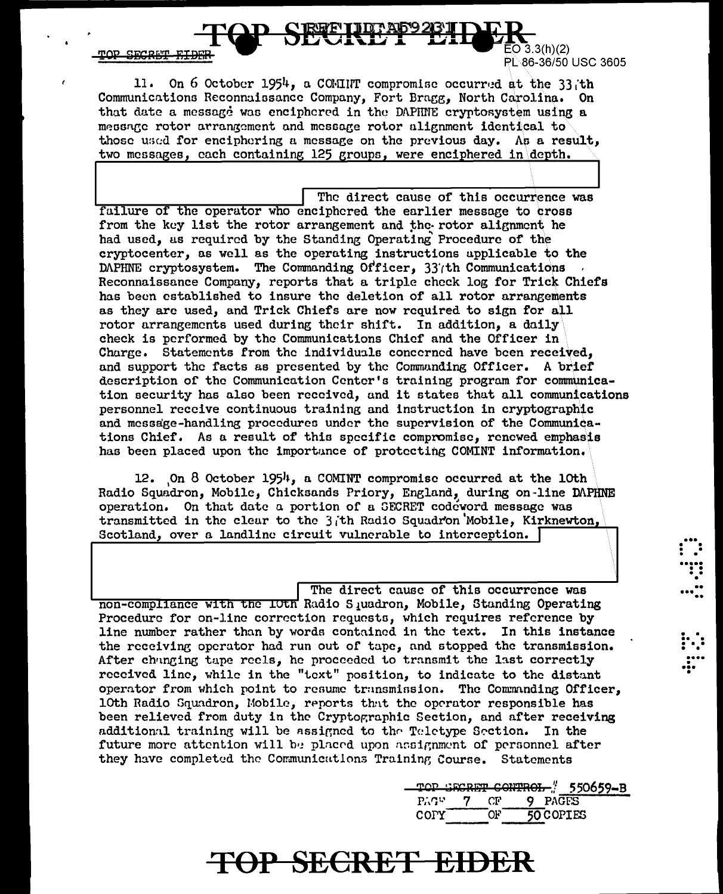11. On 6 October 1954, a COMINT compromise occurred at the 337th Communications Reconnaissance Company, Fort Bragg, North Carolina. On that date a message was enciphered in the DAPHNE cryptosystem using a message rotor arrangement and message rotor alignment identical to those used for enciphering a message on the previous day. As a result, two messages, each containing 125 groups, were enciphered in depth.

The direct cause of this occurrence was failure of the operator who enciphered the earlier message to cross from the key list the rotor arrangement and the rotor alignment he had used, as required by the Standing Operating Procedure of the cryptocenter, as well as the operating instructions applicable to the DAPHNE cryptosystem. The Commanding Officer, 337th Communications Reconnaissance Company, reports that a triple check log for Trick Chiefs has been established to insure the deletion of all rotor arrangements as they are used, and Trick Chiefs are now required to sign for all rotor arrangements used during their shift. In addition, a daily check is performed by the Communications Chief and the Officer in Charge. Statements from the individuals concerned have been received, and support the facts as presented by the Commanding Officer. A brief description of the Communication Center's training program for communication security has also been received, and it states that all communications personnel receive continuous training and instruction in cryptographic and message-handling procedures under the supervision of the Communications Chief. As a result of this specific compromise, renewed emphasis has been placed upon the importance of protecting COMINT information.

12. On 8 October 1954, a COMINT compromise occurred at the 10th Radio Squadron, Mobile, Chicksands Priory, England, during on-line DAPHNE operation. On that date a portion of a SECRET codeword message was transmitted in the clear to the 37th Radio Squadron Mobile, Kirknewton, Scotland, over a landline circuit vulnerable to interception.

The direct cause of this occurrence was non-compliance with the 10th Radio Squadron, Mobile, Standing Operating Procedure for on-line correction requests, which requires reference by line number rather than by words contained in the text. In this instance the receiving operator had run out of tape, and stopped the transmission. After changing tape reels, he proceeded to transmit the last correctly received line, while in the "text" position, to indicate to the distant operator from which point to resume transmission. The Commanding Officer, 10th Radio Squadron, Mobile, reports that the operator responsible has been relieved from duty in the Cryptographic Section, and after receiving additional training will be assigned to the Teletype Section. In the future more attention will be placed upon assignment of personnel after they have completed the Communications Training Course. Statements

TOP SECRET CONTROL # 550659-B
PAGE 7 OF 9 PAGES
COPY ___ OF 50 COPIES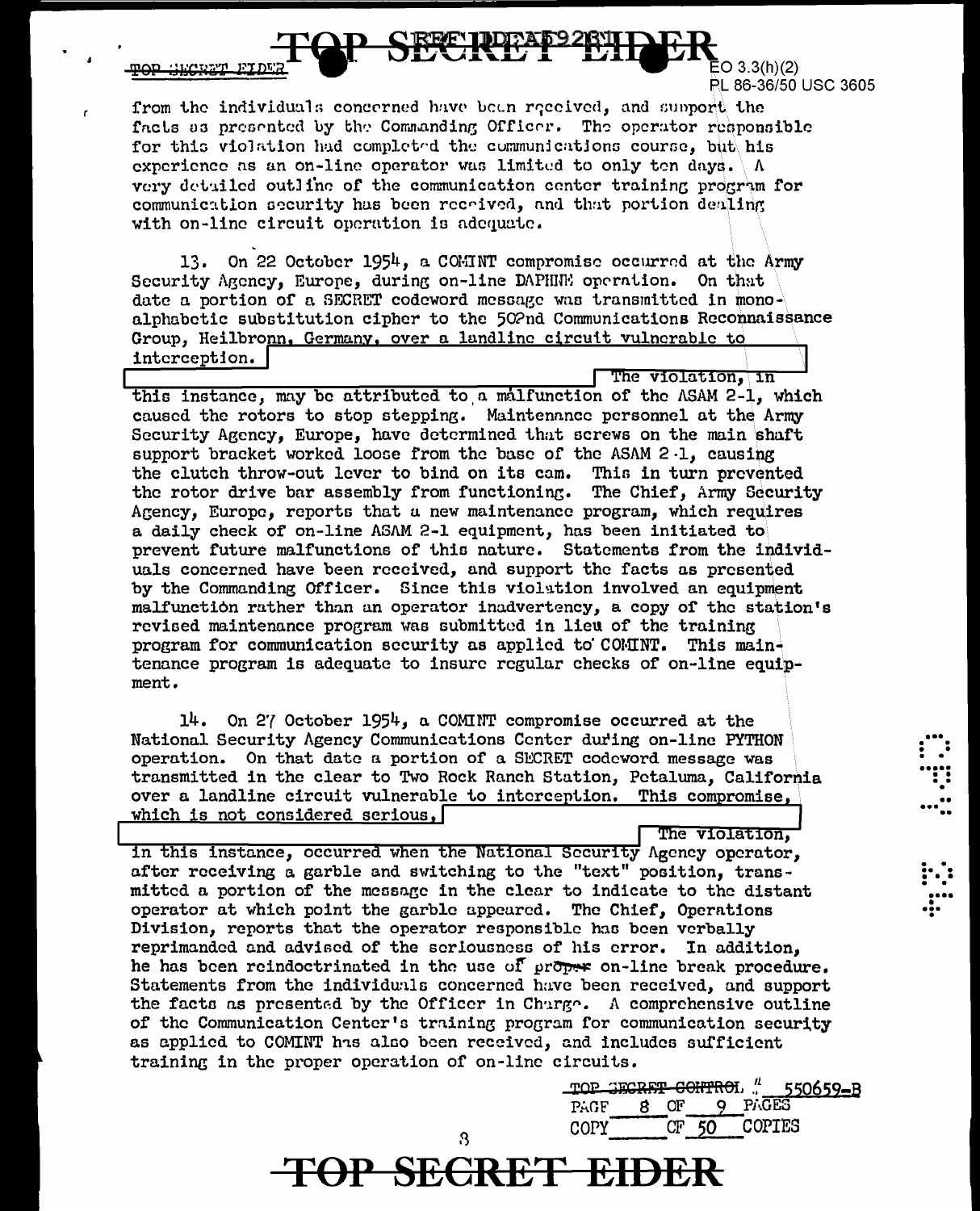from the individuals concerned have been received, and support the facts as presented by the Commanding Officer. The operator responsible for this violation had completed the communications course, but his experience as an on-line operator was limited to only ten days. A very detailed outline of the communication center training program for communication security has been received, and that portion dealing with on-line circuit operation is adequate.

13. On 22 October 1954, a COMINT compromise occurred at the Army Security Agency, Europe, during on-line DAPHNE operation. On that date a portion of a SECRET codeword message was transmitted in mono-alphabetic substitution cipher to the 502nd Communications Reconnaissance Group, Heilbronn, Germany, over a landline circuit vulnerable to interception. [REDACTED] The violation, in this instance, may be attributed to a malfunction of the ASAM 2-1, which caused the rotors to stop stepping. Maintenance personnel at the Army Security Agency, Europe, have determined that screws on the main shaft support bracket worked loose from the base of the ASAM 2-1, causing the clutch throw-out lever to bind on its cam. This in turn prevented the rotor drive bar assembly from functioning. The Chief, Army Security Agency, Europe, reports that a new maintenance program, which requires a daily check of on-line ASAM 2-1 equipment, has been initiated to prevent future malfunctions of this nature. Statements from the individuals concerned have been received, and support the facts as presented by the Commanding Officer. Since this violation involved an equipment malfunction rather than an operator inadvertency, a copy of the station's revised maintenance program was submitted in lieu of the training program for communication security as applied to COMINT. This maintenance program is adequate to insure regular checks of on-line equipment.

14. On 27 October 1954, a COMINT compromise occurred at the National Security Agency Communications Center during on-line PYTHON operation. On that date a portion of a SECRET codeword message was transmitted in the clear to Two Rock Ranch Station, Petaluma, California over a landline circuit vulnerable to interception. This compromise, which is not considered serious, [REDACTED] The violation, in this instance, occurred when the National Security Agency operator, after receiving a garble and switching to the "text" position, transmitted a portion of the message in the clear to indicate to the distant operator at which point the garble appeared. The Chief, Operations Division, reports that the operator responsible has been verbally reprimanded and advised of the seriousness of his error. In addition, he has been reindoctrinated in the use of proper on-line break procedure. Statements from the individuals concerned have been received, and support the facts as presented by the Officer in Charge. A comprehensive outline of the Communication Center's training program for communication security as applied to COMINT has also been received, and includes sufficient training in the proper operation of on-line circuits.

TOP SECRET CONTROL # 550659-B
PAGE 8 OF 9 PAGES
COPY ___ OF 50 COPIES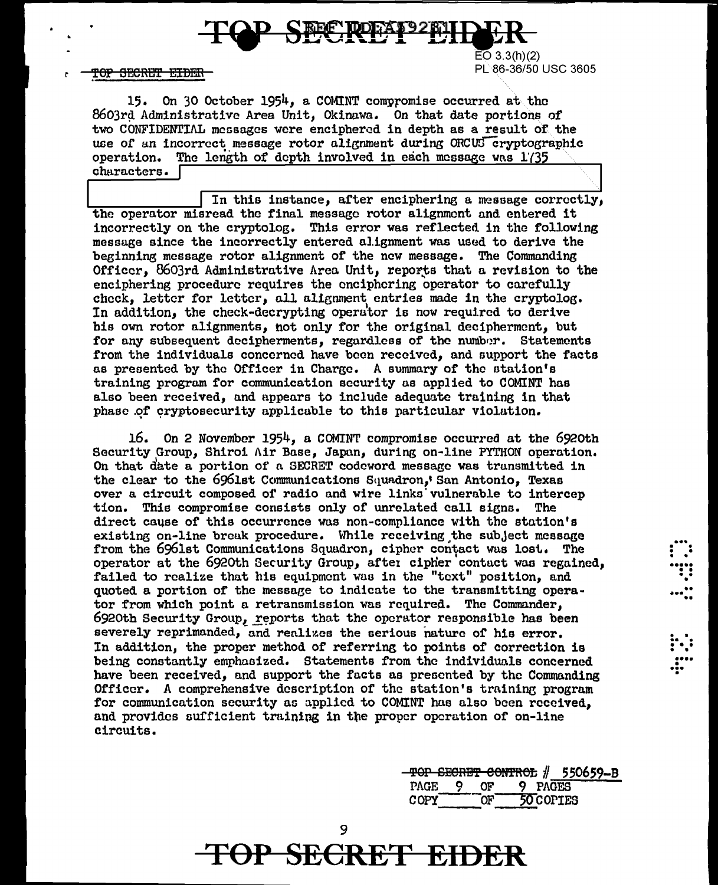EO 3.3(h)(2)
PL 86-36/50 USC 3605

15. On 30 October 1954, a COMINT compromise occurred at the 8603rd Administrative Area Unit, Okinawa. On that date portions of two CONFIDENTIAL messages were enciphered in depth as a result of the use of an incorrect message rotor alignment during ORCUS cryptographic operation. The length of depth involved in each message was 1735 characters. [redacted] In this instance, after enciphering a message correctly, the operator misread the final message rotor alignment and entered it incorrectly on the cryptolog. This error was reflected in the following message since the incorrectly entered alignment was used to derive the beginning message rotor alignment of the new message. The Commanding Officer, 8603rd Administrative Area Unit, reports that a revision to the enciphering procedure requires the enciphering operator to carefully check, letter for letter, all alignment entries made in the cryptolog. In addition, the check-decrypting operator is now required to derive his own rotor alignments, not only for the original decipherment, but for any subsequent decipherments, regardless of the number. Statements from the individuals concerned have been received, and support the facts as presented by the Officer in Charge. A summary of the station's training program for communication security as applied to COMINT has also been received, and appears to include adequate training in that phase of cryptosecurity applicable to this particular violation.

16. On 2 November 1954, a COMINT compromise occurred at the 6920th Security Group, Shiroi Air Base, Japan, during on-line PYTHON operation. On that date a portion of a SECRET codeword message was transmitted in the clear to the 6961st Communications Squadron, San Antonio, Texas over a circuit composed of radio and wire links vulnerable to interception. This compromise consists only of unrelated call signs. The direct cause of this occurrence was non-compliance with the station's existing on-line break procedure. While receiving the subject message from the 6961st Communications Squadron, cipher contact was lost. The operator at the 6920th Security Group, after cipher contact was regained, failed to realize that his equipment was in the "text" position, and quoted a portion of the message to indicate to the transmitting operator from which point a retransmission was required. The Commander, 6920th Security Group, reports that the operator responsible has been severely reprimanded, and realizes the serious nature of his error. In addition, the proper method of referring to points of correction is being constantly emphasized. Statements from the individuals concerned have been received, and support the facts as presented by the Commanding Officer. A comprehensive description of the station's training program for communication security as applied to COMINT has also been received, and provides sufficient training in the proper operation of on-line circuits.

TOP SECRET CONTROL # 550659-B
PAGE 9 OF 9 PAGES
COPY ___ OF 50 COPIES